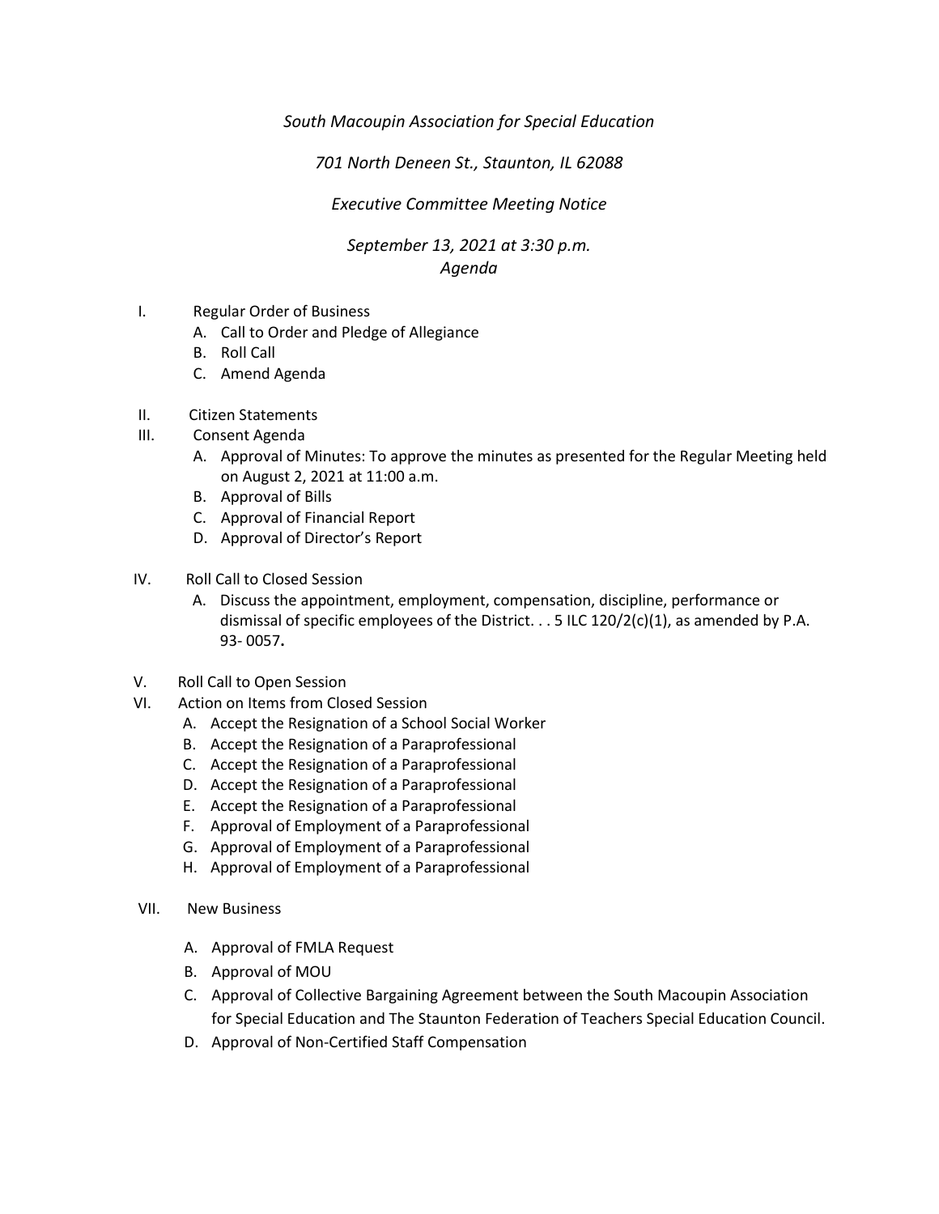*South Macoupin Association for Special Education*

*701 North Deneen St., Staunton, IL 62088*

*Executive Committee Meeting Notice*

*September 13, 2021 at 3:30 p.m.*
*Agenda*

I. Regular Order of Business
   A. Call to Order and Pledge of Allegiance
   B. Roll Call
   C. Amend Agenda

II. Citizen Statements

III. Consent Agenda
   A. Approval of Minutes: To approve the minutes as presented for the Regular Meeting held on August 2, 2021 at 11:00 a.m.
   B. Approval of Bills
   C. Approval of Financial Report
   D. Approval of Director's Report

IV. Roll Call to Closed Session
   A. Discuss the appointment, employment, compensation, discipline, performance or dismissal of specific employees of the District. . . 5 ILC 120/2(c)(1), as amended by P.A. 93- 0057**.**

V. Roll Call to Open Session

VI. Action on Items from Closed Session
   A. Accept the Resignation of a School Social Worker
   B. Accept the Resignation of a Paraprofessional
   C. Accept the Resignation of a Paraprofessional
   D. Accept the Resignation of a Paraprofessional
   E. Accept the Resignation of a Paraprofessional
   F. Approval of Employment of a Paraprofessional
   G. Approval of Employment of a Paraprofessional
   H. Approval of Employment of a Paraprofessional

VII. New Business
   A. Approval of FMLA Request
   B. Approval of MOU
   C. Approval of Collective Bargaining Agreement between the South Macoupin Association for Special Education and The Staunton Federation of Teachers Special Education Council.
   D. Approval of Non-Certified Staff Compensation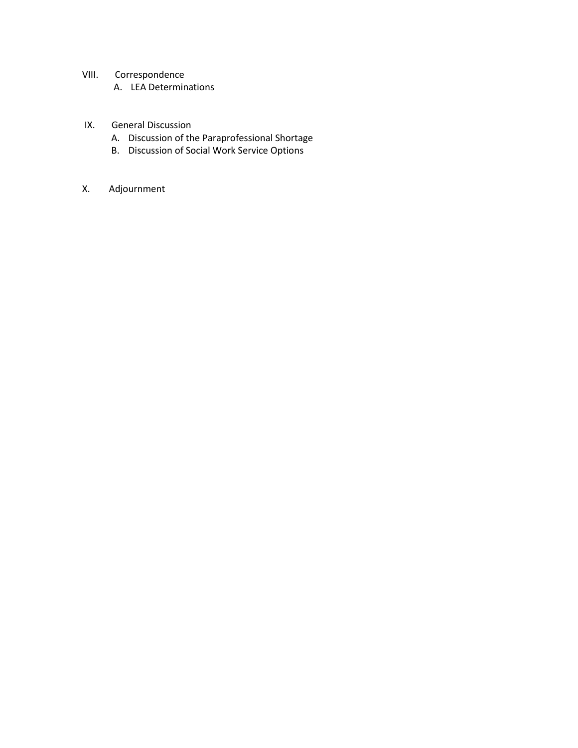VIII. Correspondence
   A. LEA Determinations

IX. General Discussion
   A. Discussion of the Paraprofessional Shortage
   B. Discussion of Social Work Service Options

X. Adjournment